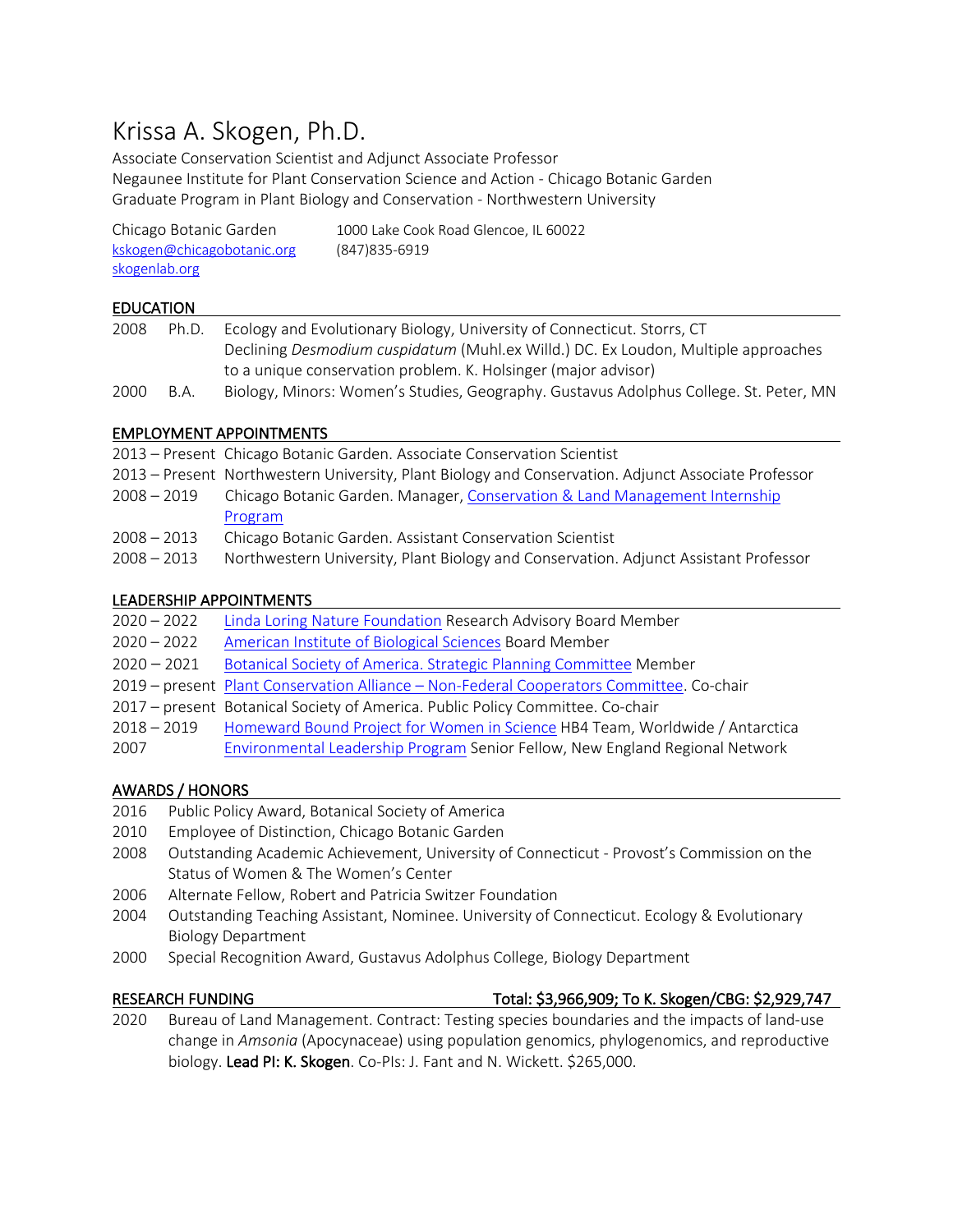# Krissa A. Skogen, Ph.D.

Associate Conservation Scientist and Adjunct Associate Professor
Negaunee Institute for Plant Conservation Science and Action - Chicago Botanic Garden
Graduate Program in Plant Biology and Conservation - Northwestern University

Chicago Botanic Garden    1000 Lake Cook Road Glencoe, IL 60022
kskogen@chicagobotanic.org    (847)835-6919
skogenlab.org

## EDUCATION

2008 Ph.D. Ecology and Evolutionary Biology, University of Connecticut. Storrs, CT
Declining *Desmodium cuspidatum* (Muhl.ex Willd.) DC. Ex Loudon, Multiple approaches to a unique conservation problem. K. Holsinger (major advisor)

2000 B.A. Biology, Minors: Women's Studies, Geography. Gustavus Adolphus College. St. Peter, MN

## EMPLOYMENT APPOINTMENTS

2013 – Present Chicago Botanic Garden. Associate Conservation Scientist
2013 – Present Northwestern University, Plant Biology and Conservation. Adjunct Associate Professor
2008 – 2019 Chicago Botanic Garden. Manager, Conservation & Land Management Internship Program
2008 – 2013 Chicago Botanic Garden. Assistant Conservation Scientist
2008 – 2013 Northwestern University, Plant Biology and Conservation. Adjunct Assistant Professor

## LEADERSHIP APPOINTMENTS

2020 – 2022 Linda Loring Nature Foundation Research Advisory Board Member
2020 – 2022 American Institute of Biological Sciences Board Member
2020 – 2021 Botanical Society of America. Strategic Planning Committee Member
2019 – present Plant Conservation Alliance – Non-Federal Cooperators Committee. Co-chair
2017 – present Botanical Society of America. Public Policy Committee. Co-chair
2018 – 2019 Homeward Bound Project for Women in Science HB4 Team, Worldwide / Antarctica
2007 Environmental Leadership Program Senior Fellow, New England Regional Network

## AWARDS / HONORS

2016 Public Policy Award, Botanical Society of America
2010 Employee of Distinction, Chicago Botanic Garden
2008 Outstanding Academic Achievement, University of Connecticut - Provost's Commission on the Status of Women & The Women's Center
2006 Alternate Fellow, Robert and Patricia Switzer Foundation
2004 Outstanding Teaching Assistant, Nominee. University of Connecticut. Ecology & Evolutionary Biology Department
2000 Special Recognition Award, Gustavus Adolphus College, Biology Department

## RESEARCH FUNDING    Total: $3,966,909; To K. Skogen/CBG: $2,929,747

2020 Bureau of Land Management. Contract: Testing species boundaries and the impacts of land-use change in *Amsonia* (Apocynaceae) using population genomics, phylogenomics, and reproductive biology. **Lead PI: K. Skogen**. Co-PIs: J. Fant and N. Wickett. $265,000.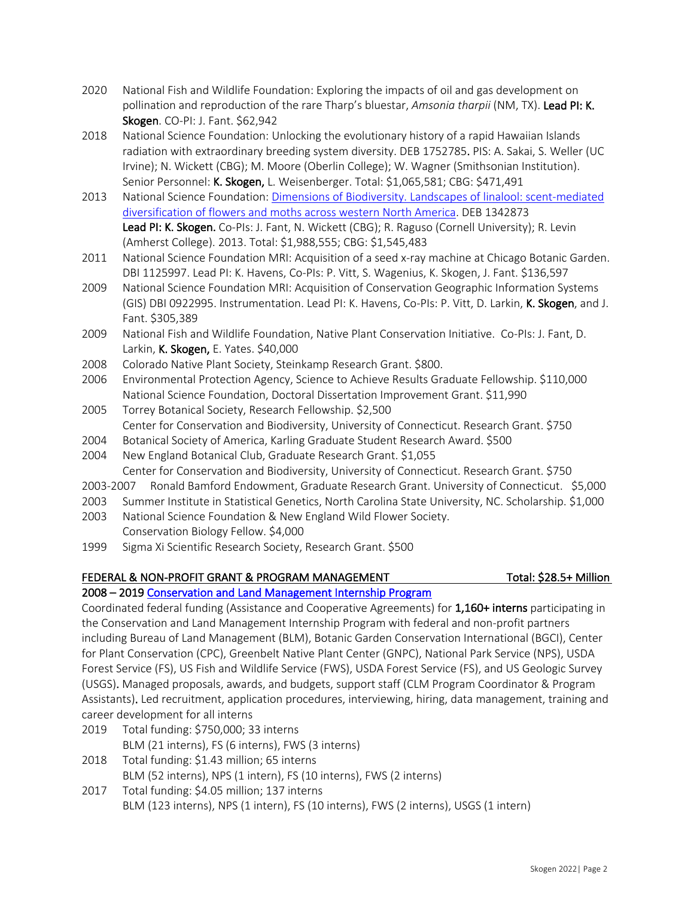2020 National Fish and Wildlife Foundation: Exploring the impacts of oil and gas development on pollination and reproduction of the rare Tharp's bluestar, *Amsonia tharpii* (NM, TX). **Lead PI: K. Skogen**. CO-PI: J. Fant. $62,942

2018 National Science Foundation: Unlocking the evolutionary history of a rapid Hawaiian Islands radiation with extraordinary breeding system diversity. DEB 1752785. PIS: A. Sakai, S. Weller (UC Irvine); N. Wickett (CBG); M. Moore (Oberlin College); W. Wagner (Smithsonian Institution). Senior Personnel: **K. Skogen,** L. Weisenberger. Total: $1,065,581; CBG: $471,491

2013 National Science Foundation: Dimensions of Biodiversity. Landscapes of linalool: scent-mediated diversification of flowers and moths across western North America. DEB 1342873
**Lead PI: K. Skogen.** Co-PIs: J. Fant, N. Wickett (CBG); R. Raguso (Cornell University); R. Levin (Amherst College). 2013. Total: $1,988,555; CBG: $1,545,483

2011 National Science Foundation MRI: Acquisition of a seed x-ray machine at Chicago Botanic Garden. DBI 1125997. Lead PI: K. Havens, Co-PIs: P. Vitt, S. Wagenius, K. Skogen, J. Fant. $136,597

2009 National Science Foundation MRI: Acquisition of Conservation Geographic Information Systems (GIS) DBI 0922995. Instrumentation. Lead PI: K. Havens, Co-PIs: P. Vitt, D. Larkin, **K. Skogen**, and J. Fant. $305,389

2009 National Fish and Wildlife Foundation, Native Plant Conservation Initiative. Co-PIs: J. Fant, D. Larkin, **K. Skogen,** E. Yates. $40,000

2008 Colorado Native Plant Society, Steinkamp Research Grant. $800.

2006 Environmental Protection Agency, Science to Achieve Results Graduate Fellowship. $110,000
National Science Foundation, Doctoral Dissertation Improvement Grant. $11,990

2005 Torrey Botanical Society, Research Fellowship. $2,500
Center for Conservation and Biodiversity, University of Connecticut. Research Grant. $750

2004 Botanical Society of America, Karling Graduate Student Research Award. $500

2004 New England Botanical Club, Graduate Research Grant. $1,055
Center for Conservation and Biodiversity, University of Connecticut. Research Grant. $750

2003-2007 Ronald Bamford Endowment, Graduate Research Grant. University of Connecticut. $5,000

2003 Summer Institute in Statistical Genetics, North Carolina State University, NC. Scholarship. $1,000

2003 National Science Foundation & New England Wild Flower Society.
Conservation Biology Fellow. $4,000

1999 Sigma Xi Scientific Research Society, Research Grant. $500

## FEDERAL & NON-PROFIT GRANT & PROGRAM MANAGEMENT — Total: $28.5+ Million

### 2008 – 2019 Conservation and Land Management Internship Program

Coordinated federal funding (Assistance and Cooperative Agreements) for **1,160+ interns** participating in the Conservation and Land Management Internship Program with federal and non-profit partners including Bureau of Land Management (BLM), Botanic Garden Conservation International (BGCI), Center for Plant Conservation (CPC), Greenbelt Native Plant Center (GNPC), National Park Service (NPS), USDA Forest Service (FS), US Fish and Wildlife Service (FWS), USDA Forest Service (FS), and US Geologic Survey (USGS). Managed proposals, awards, and budgets, support staff (CLM Program Coordinator & Program Assistants). Led recruitment, application procedures, interviewing, hiring, data management, training and career development for all interns

2019 Total funding: $750,000; 33 interns
BLM (21 interns), FS (6 interns), FWS (3 interns)

2018 Total funding: $1.43 million; 65 interns
BLM (52 interns), NPS (1 intern), FS (10 interns), FWS (2 interns)

2017 Total funding: $4.05 million; 137 interns
BLM (123 interns), NPS (1 intern), FS (10 interns), FWS (2 interns), USGS (1 intern)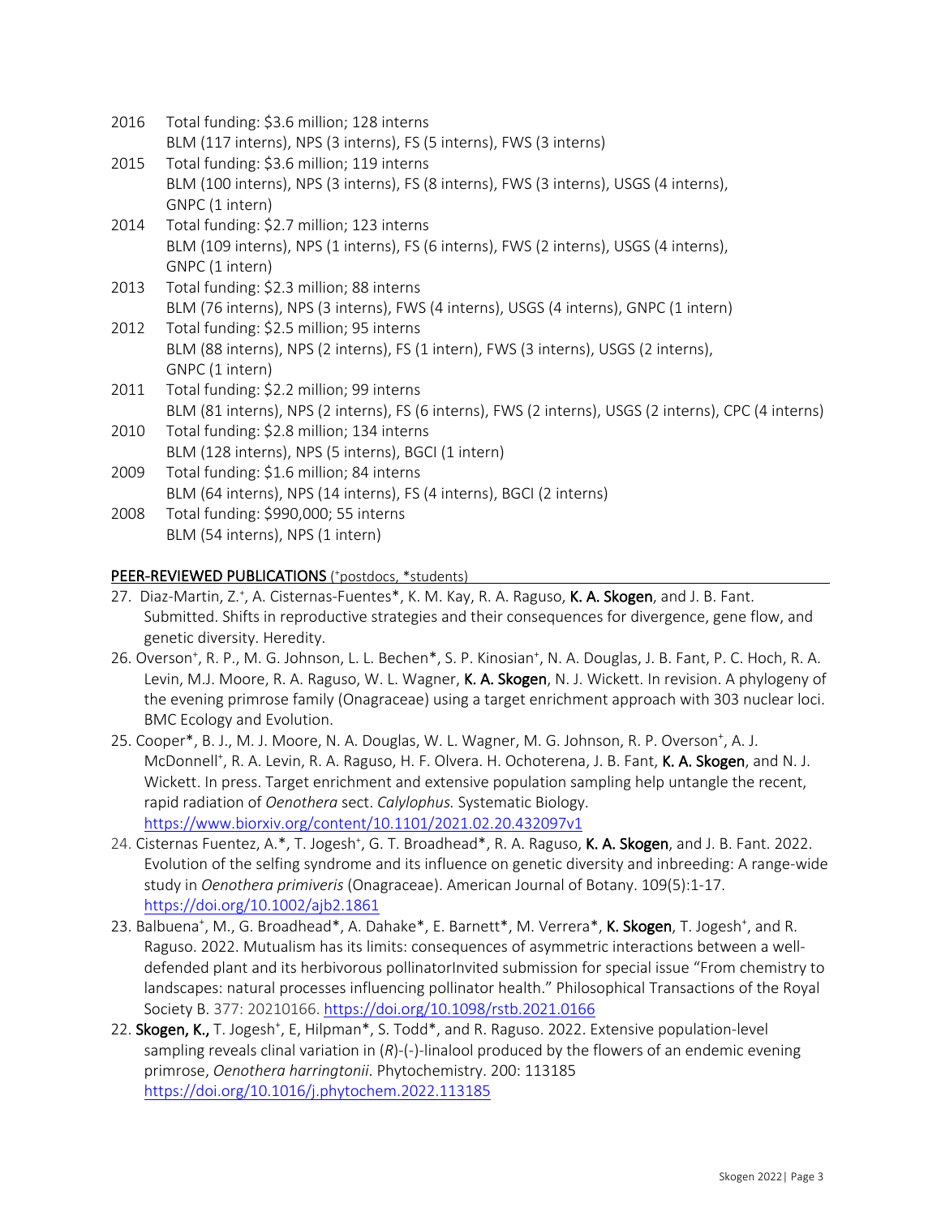2016 Total funding: $3.6 million; 128 interns
BLM (117 interns), NPS (3 interns), FS (5 interns), FWS (3 interns)

2015 Total funding: $3.6 million; 119 interns
BLM (100 interns), NPS (3 interns), FS (8 interns), FWS (3 interns), USGS (4 interns), GNPC (1 intern)

2014 Total funding: $2.7 million; 123 interns
BLM (109 interns), NPS (1 interns), FS (6 interns), FWS (2 interns), USGS (4 interns), GNPC (1 intern)

2013 Total funding: $2.3 million; 88 interns
BLM (76 interns), NPS (3 interns), FWS (4 interns), USGS (4 interns), GNPC (1 intern)

2012 Total funding: $2.5 million; 95 interns
BLM (88 interns), NPS (2 interns), FS (1 intern), FWS (3 interns), USGS (2 interns), GNPC (1 intern)

2011 Total funding: $2.2 million; 99 interns
BLM (81 interns), NPS (2 interns), FS (6 interns), FWS (2 interns), USGS (2 interns), CPC (4 interns)

2010 Total funding: $2.8 million; 134 interns
BLM (128 interns), NPS (5 interns), BGCI (1 intern)

2009 Total funding: $1.6 million; 84 interns
BLM (64 interns), NPS (14 interns), FS (4 interns), BGCI (2 interns)

2008 Total funding: $990,000; 55 interns
BLM (54 interns), NPS (1 intern)

## PEER-REVIEWED PUBLICATIONS (⁺postdocs, *students)

27. Diaz-Martin, Z.⁺, A. Cisternas-Fuentes*, K. M. Kay, R. A. Raguso, **K. A. Skogen**, and J. B. Fant. Submitted. Shifts in reproductive strategies and their consequences for divergence, gene flow, and genetic diversity. Heredity.

26. Overson⁺, R. P., M. G. Johnson, L. L. Bechen*, S. P. Kinosian⁺, N. A. Douglas, J. B. Fant, P. C. Hoch, R. A. Levin, M.J. Moore, R. A. Raguso, W. L. Wagner, **K. A. Skogen**, N. J. Wickett. In revision. A phylogeny of the evening primrose family (Onagraceae) using a target enrichment approach with 303 nuclear loci. BMC Ecology and Evolution.

25. Cooper*, B. J., M. J. Moore, N. A. Douglas, W. L. Wagner, M. G. Johnson, R. P. Overson⁺, A. J. McDonnell⁺, R. A. Levin, R. A. Raguso, H. F. Olvera. H. Ochoterena, J. B. Fant, **K. A. Skogen**, and N. J. Wickett. In press. Target enrichment and extensive population sampling help untangle the recent, rapid radiation of *Oenothera* sect. *Calylophus.* Systematic Biology. https://www.biorxiv.org/content/10.1101/2021.02.20.432097v1

24. Cisternas Fuentez, A.*, T. Jogesh⁺, G. T. Broadhead*, R. A. Raguso, **K. A. Skogen**, and J. B. Fant. 2022. Evolution of the selfing syndrome and its influence on genetic diversity and inbreeding: A range-wide study in *Oenothera primiveris* (Onagraceae). American Journal of Botany. 109(5):1-17. https://doi.org/10.1002/ajb2.1861

23. Balbuena⁺, M., G. Broadhead*, A. Dahake*, E. Barnett*, M. Verrera*, **K. Skogen**, T. Jogesh⁺, and R. Raguso. 2022. Mutualism has its limits: consequences of asymmetric interactions between a well-defended plant and its herbivorous pollinatorInvited submission for special issue "From chemistry to landscapes: natural processes influencing pollinator health." Philosophical Transactions of the Royal Society B. 377: 20210166. https://doi.org/10.1098/rstb.2021.0166

22. **Skogen, K.,** T. Jogesh⁺, E, Hilpman*, S. Todd*, and R. Raguso. 2022. Extensive population-level sampling reveals clinal variation in (*R*)-(-)-linalool produced by the flowers of an endemic evening primrose, *Oenothera harringtonii*. Phytochemistry. 200: 113185 https://doi.org/10.1016/j.phytochem.2022.113185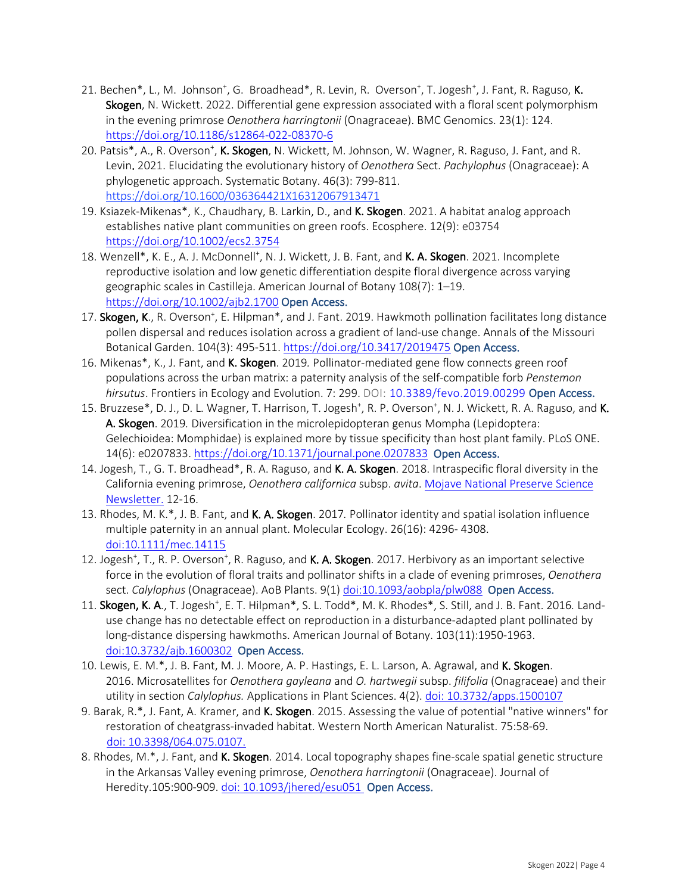21. Bechen*, L., M. Johnson⁺, G. Broadhead*, R. Levin, R. Overson⁺, T. Jogesh⁺, J. Fant, R. Raguso, **K. Skogen**, N. Wickett. 2022. Differential gene expression associated with a floral scent polymorphism in the evening primrose *Oenothera harringtonii* (Onagraceae). BMC Genomics. 23(1): 124. https://doi.org/10.1186/s12864-022-08370-6
20. Patsis*, A., R. Overson⁺, **K. Skogen**, N. Wickett, M. Johnson, W. Wagner, R. Raguso, J. Fant, and R. Levin. 2021. Elucidating the evolutionary history of *Oenothera* Sect. *Pachylophus* (Onagraceae): A phylogenetic approach. Systematic Botany. 46(3): 799-811. https://doi.org/10.1600/036364421X16312067913471
19. Ksiazek-Mikenas*, K., Chaudhary, B. Larkin, D., and **K. Skogen**. 2021. A habitat analog approach establishes native plant communities on green roofs. Ecosphere. 12(9): e03754 https://doi.org/10.1002/ecs2.3754
18. Wenzell*, K. E., A. J. McDonnell⁺, N. J. Wickett, J. B. Fant, and **K. A. Skogen**. 2021. Incomplete reproductive isolation and low genetic differentiation despite floral divergence across varying geographic scales in Castilleja. American Journal of Botany 108(7): 1–19. https://doi.org/10.1002/ajb2.1700 **Open Access.**
17. **Skogen, K.**, R. Overson⁺, E. Hilpman*, and J. Fant. 2019. Hawkmoth pollination facilitates long distance pollen dispersal and reduces isolation across a gradient of land-use change. Annals of the Missouri Botanical Garden. 104(3): 495-511. https://doi.org/10.3417/2019475 **Open Access.**
16. Mikenas*, K., J. Fant, and **K. Skogen**. 2019. Pollinator-mediated gene flow connects green roof populations across the urban matrix: a paternity analysis of the self-compatible forb *Penstemon hirsutus*. Frontiers in Ecology and Evolution. 7: 299. DOI: 10.3389/fevo.2019.00299 **Open Access.**
15. Bruzzese*, D. J., D. L. Wagner, T. Harrison, T. Jogesh⁺, R. P. Overson⁺, N. J. Wickett, R. A. Raguso, and **K. A. Skogen**. 2019. Diversification in the microlepidopteran genus Mompha (Lepidoptera: Gelechioidea: Momphidae) is explained more by tissue specificity than host plant family. PLoS ONE. 14(6): e0207833. https://doi.org/10.1371/journal.pone.0207833 **Open Access.**
14. Jogesh, T., G. T. Broadhead*, R. A. Raguso, and **K. A. Skogen**. 2018. Intraspecific floral diversity in the California evening primrose, *Oenothera californica* subsp. *avita*. Mojave National Preserve Science Newsletter. 12-16.
13. Rhodes, M. K.*, J. B. Fant, and **K. A. Skogen**. 2017. Pollinator identity and spatial isolation influence multiple paternity in an annual plant. Molecular Ecology. 26(16): 4296- 4308. doi:10.1111/mec.14115
12. Jogesh⁺, T., R. P. Overson⁺, R. Raguso, and **K. A. Skogen**. 2017. Herbivory as an important selective force in the evolution of floral traits and pollinator shifts in a clade of evening primroses, *Oenothera* sect. *Calylophus* (Onagraceae). AoB Plants. 9(1) doi:10.1093/aobpla/plw088 **Open Access.**
11. **Skogen, K. A**., T. Jogesh⁺, E. T. Hilpman*, S. L. Todd*, M. K. Rhodes*, S. Still, and J. B. Fant. 2016. Land-use change has no detectable effect on reproduction in a disturbance-adapted plant pollinated by long-distance dispersing hawkmoths. American Journal of Botany. 103(11):1950-1963. doi:10.3732/ajb.1600302 **Open Access.**
10. Lewis, E. M.*, J. B. Fant, M. J. Moore, A. P. Hastings, E. L. Larson, A. Agrawal, and **K. Skogen**. 2016. Microsatellites for *Oenothera gayleana* and *O. hartwegii* subsp. *filifolia* (Onagraceae) and their utility in section *Calylophus.* Applications in Plant Sciences. 4(2). doi: 10.3732/apps.1500107
9. Barak, R.*, J. Fant, A. Kramer, and **K. Skogen**. 2015. Assessing the value of potential "native winners" for restoration of cheatgrass-invaded habitat. Western North American Naturalist. 75:58-69. doi: 10.3398/064.075.0107.
8. Rhodes, M.*, J. Fant, and **K. Skogen**. 2014. Local topography shapes fine-scale spatial genetic structure in the Arkansas Valley evening primrose, *Oenothera harringtonii* (Onagraceae). Journal of Heredity.105:900-909. doi: 10.1093/jhered/esu051 **Open Access.**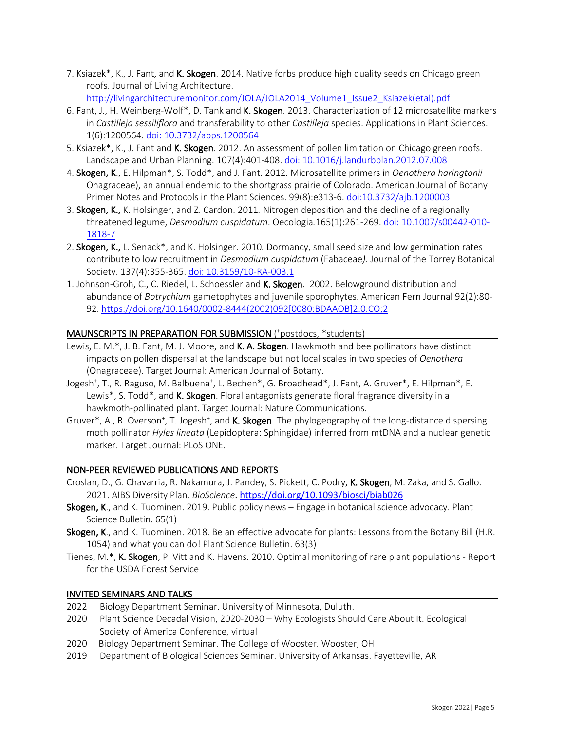7. Ksiazek*, K., J. Fant, and **K. Skogen**. 2014. Native forbs produce high quality seeds on Chicago green roofs. Journal of Living Architecture. http://livingarchitecturemonitor.com/JOLA/JOLA2014_Volume1_Issue2_Ksiazek(etal).pdf
6. Fant, J., H. Weinberg-Wolf*, D. Tank and **K. Skogen**. 2013. Characterization of 12 microsatellite markers in *Castilleja sessiliflora* and transferability to other *Castilleja* species. Applications in Plant Sciences. 1(6):1200564. doi: 10.3732/apps.1200564
5. Ksiazek*, K., J. Fant and **K. Skogen**. 2012. An assessment of pollen limitation on Chicago green roofs. Landscape and Urban Planning. 107(4):401-408. doi: 10.1016/j.landurbplan.2012.07.008
4. **Skogen, K**., E. Hilpman*, S. Todd*, and J. Fant. 2012. Microsatellite primers in *Oenothera haringtonii* Onagraceae), an annual endemic to the shortgrass prairie of Colorado. American Journal of Botany Primer Notes and Protocols in the Plant Sciences. 99(8):e313-6. doi:10.3732/ajb.1200003
3. **Skogen, K.,** K. Holsinger, and Z. Cardon. 2011*.* Nitrogen deposition and the decline of a regionally threatened legume, *Desmodium cuspidatum*. Oecologia*.*165(1):261-269. doi: 10.1007/s00442-010-1818-7
2. **Skogen, K.,** L. Senack*, and K. Holsinger. 2010*.* Dormancy, small seed size and low germination rates contribute to low recruitment in *Desmodium cuspidatum* (Fabaceae*).* Journal of the Torrey Botanical Society. 137(4):355-365. doi: 10.3159/10-RA-003.1
1. Johnson-Groh, C., C. Riedel, L. Schoessler and **K. Skogen**. 2002. Belowground distribution and abundance of *Botrychium* gametophytes and juvenile sporophytes. American Fern Journal 92(2):80-92. https://doi.org/10.1640/0002-8444(2002)092[0080:BDAAOB]2.0.CO;2

## MAUNSCRIPTS IN PREPARATION FOR SUBMISSION (+postdocs, *students)

Lewis, E. M.*, J. B. Fant, M. J. Moore, and **K. A. Skogen**. Hawkmoth and bee pollinators have distinct impacts on pollen dispersal at the landscape but not local scales in two species of *Oenothera* (Onagraceae). Target Journal: American Journal of Botany.

Jogesh+, T., R. Raguso, M. Balbuena+, L. Bechen*, G. Broadhead*, J. Fant, A. Gruver*, E. Hilpman*, E. Lewis*, S. Todd*, and **K. Skogen**. Floral antagonists generate floral fragrance diversity in a hawkmoth-pollinated plant. Target Journal: Nature Communications.

Gruver*, A., R. Overson+, T. Jogesh+, and **K. Skogen**. The phylogeography of the long-distance dispersing moth pollinator *Hyles lineata* (Lepidoptera: Sphingidae) inferred from mtDNA and a nuclear genetic marker. Target Journal: PLoS ONE.

## NON-PEER REVIEWED PUBLICATIONS AND REPORTS

Croslan, D., G. Chavarria, R. Nakamura, J. Pandey, S. Pickett, C. Podry, **K. Skogen**, M. Zaka, and S. Gallo. 2021. AIBS Diversity Plan. *BioScience*. https://doi.org/10.1093/biosci/biab026

**Skogen, K**., and K. Tuominen. 2019. Public policy news – Engage in botanical science advocacy. Plant Science Bulletin. 65(1)

**Skogen, K**., and K. Tuominen. 2018. Be an effective advocate for plants: Lessons from the Botany Bill (H.R. 1054) and what you can do! Plant Science Bulletin. 63(3)

Tienes, M.*, **K. Skogen**, P. Vitt and K. Havens. 2010. Optimal monitoring of rare plant populations - Report for the USDA Forest Service

## INVITED SEMINARS AND TALKS

2022 Biology Department Seminar. University of Minnesota, Duluth.
2020 Plant Science Decadal Vision, 2020-2030 – Why Ecologists Should Care About It. Ecological Society of America Conference, virtual
2020 Biology Department Seminar. The College of Wooster. Wooster, OH
2019 Department of Biological Sciences Seminar. University of Arkansas. Fayetteville, AR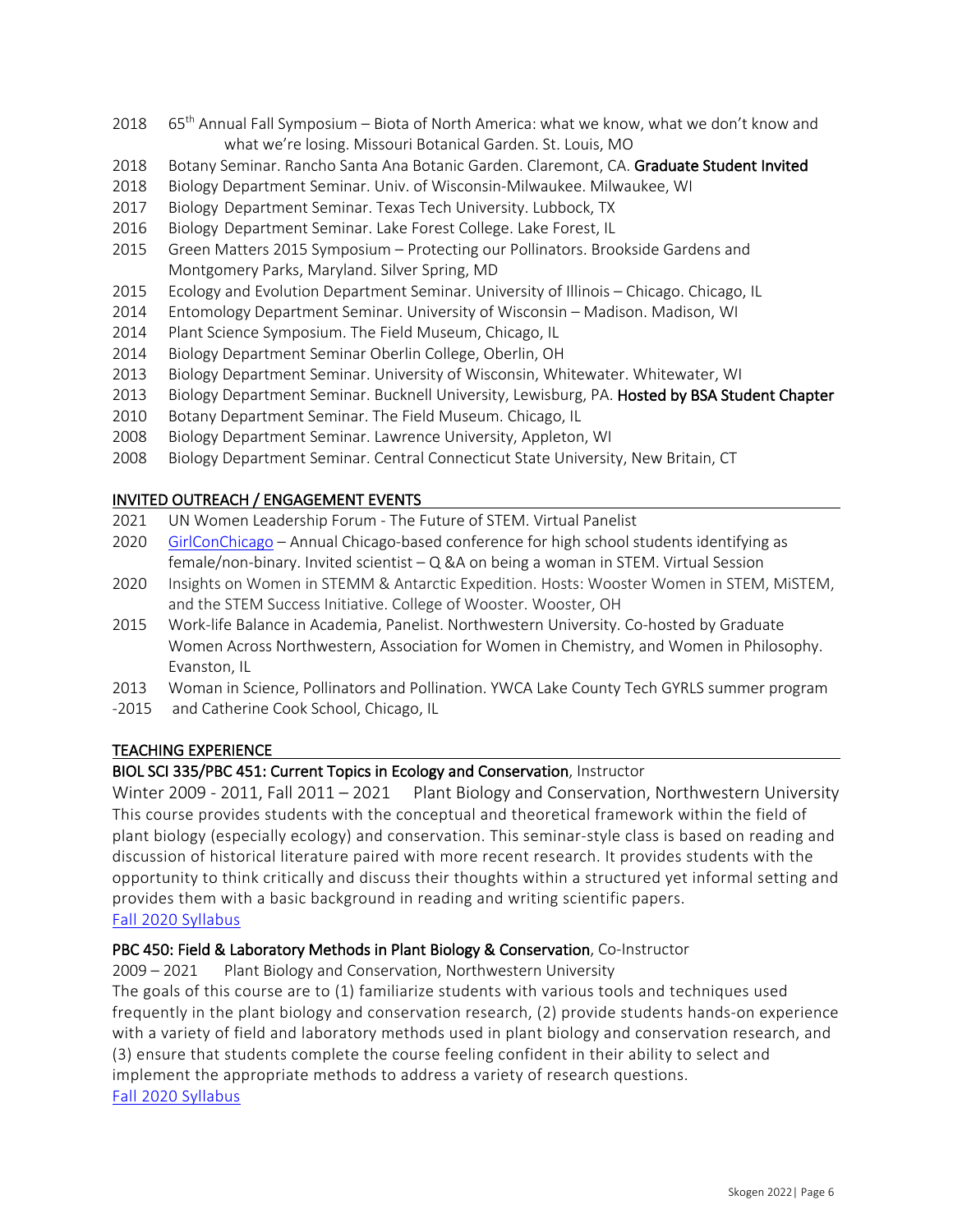2018 65th Annual Fall Symposium – Biota of North America: what we know, what we don't know and what we're losing. Missouri Botanical Garden. St. Louis, MO

2018 Botany Seminar. Rancho Santa Ana Botanic Garden. Claremont, CA. **Graduate Student Invited**

2018 Biology Department Seminar. Univ. of Wisconsin-Milwaukee. Milwaukee, WI

2017 Biology Department Seminar. Texas Tech University. Lubbock, TX

2016 Biology Department Seminar. Lake Forest College. Lake Forest, IL

2015 Green Matters 2015 Symposium – Protecting our Pollinators. Brookside Gardens and Montgomery Parks, Maryland. Silver Spring, MD

2015 Ecology and Evolution Department Seminar. University of Illinois – Chicago. Chicago, IL

2014 Entomology Department Seminar. University of Wisconsin – Madison. Madison, WI

2014 Plant Science Symposium. The Field Museum, Chicago, IL

2014 Biology Department Seminar Oberlin College, Oberlin, OH

2013 Biology Department Seminar. University of Wisconsin, Whitewater. Whitewater, WI

2013 Biology Department Seminar. Bucknell University, Lewisburg, PA. **Hosted by BSA Student Chapter**

2010 Botany Department Seminar. The Field Museum. Chicago, IL

2008 Biology Department Seminar. Lawrence University, Appleton, WI

2008 Biology Department Seminar. Central Connecticut State University, New Britain, CT

## INVITED OUTREACH / ENGAGEMENT EVENTS

2021 UN Women Leadership Forum - The Future of STEM. Virtual Panelist

2020 GirlConChicago – Annual Chicago-based conference for high school students identifying as female/non-binary. Invited scientist – Q &A on being a woman in STEM. Virtual Session

2020 Insights on Women in STEMM & Antarctic Expedition. Hosts: Wooster Women in STEM, MiSTEM, and the STEM Success Initiative. College of Wooster. Wooster, OH

2015 Work-life Balance in Academia, Panelist. Northwestern University. Co-hosted by Graduate Women Across Northwestern, Association for Women in Chemistry, and Women in Philosophy. Evanston, IL

2013 -2015 Woman in Science, Pollinators and Pollination. YWCA Lake County Tech GYRLS summer program and Catherine Cook School, Chicago, IL

## TEACHING EXPERIENCE

**BIOL SCI 335/PBC 451: Current Topics in Ecology and Conservation**, Instructor

Winter 2009 - 2011, Fall 2011 – 2021 Plant Biology and Conservation, Northwestern University

This course provides students with the conceptual and theoretical framework within the field of plant biology (especially ecology) and conservation. This seminar-style class is based on reading and discussion of historical literature paired with more recent research. It provides students with the opportunity to think critically and discuss their thoughts within a structured yet informal setting and provides them with a basic background in reading and writing scientific papers.

Fall 2020 Syllabus

**PBC 450: Field & Laboratory Methods in Plant Biology & Conservation**, Co-Instructor

2009 – 2021 Plant Biology and Conservation, Northwestern University

The goals of this course are to (1) familiarize students with various tools and techniques used frequently in the plant biology and conservation research, (2) provide students hands-on experience with a variety of field and laboratory methods used in plant biology and conservation research, and (3) ensure that students complete the course feeling confident in their ability to select and implement the appropriate methods to address a variety of research questions.

Fall 2020 Syllabus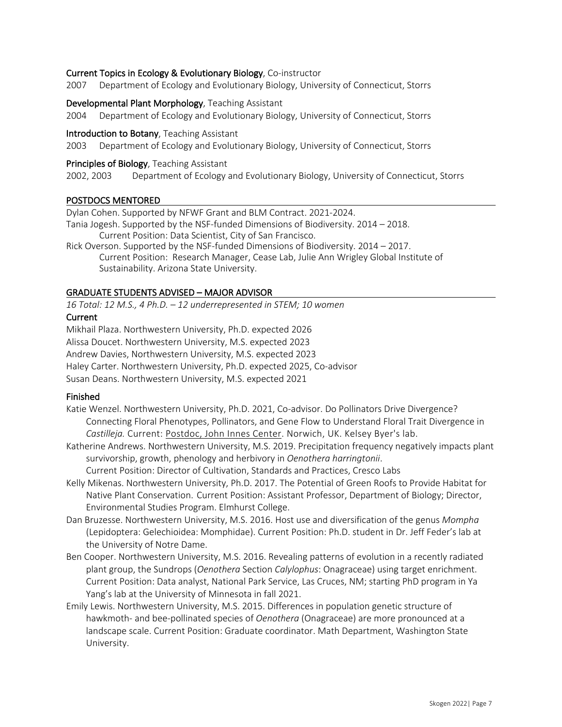**Current Topics in Ecology & Evolutionary Biology**, Co-instructor
2007 Department of Ecology and Evolutionary Biology, University of Connecticut, Storrs

**Developmental Plant Morphology**, Teaching Assistant
2004 Department of Ecology and Evolutionary Biology, University of Connecticut, Storrs

**Introduction to Botany**, Teaching Assistant
2003 Department of Ecology and Evolutionary Biology, University of Connecticut, Storrs

**Principles of Biology**, Teaching Assistant
2002, 2003 Department of Ecology and Evolutionary Biology, University of Connecticut, Storrs

## POSTDOCS MENTORED

Dylan Cohen. Supported by NFWF Grant and BLM Contract. 2021-2024.

Tania Jogesh. Supported by the NSF-funded Dimensions of Biodiversity. 2014 – 2018.
Current Position: Data Scientist, City of San Francisco.

Rick Overson. Supported by the NSF-funded Dimensions of Biodiversity. 2014 – 2017.
Current Position: Research Manager, Cease Lab, Julie Ann Wrigley Global Institute of Sustainability. Arizona State University.

## GRADUATE STUDENTS ADVISED – MAJOR ADVISOR

*16 Total: 12 M.S., 4 Ph.D. – 12 underrepresented in STEM; 10 women*

### Current

Mikhail Plaza. Northwestern University, Ph.D. expected 2026
Alissa Doucet. Northwestern University, M.S. expected 2023
Andrew Davies, Northwestern University, M.S. expected 2023
Haley Carter. Northwestern University, Ph.D. expected 2025, Co-advisor
Susan Deans. Northwestern University, M.S. expected 2021

### Finished

Katie Wenzel. Northwestern University, Ph.D. 2021, Co-advisor. Do Pollinators Drive Divergence? Connecting Floral Phenotypes, Pollinators, and Gene Flow to Understand Floral Trait Divergence in *Castilleja.* Current: Postdoc, John Innes Center. Norwich, UK. Kelsey Byer's lab.

Katherine Andrews. Northwestern University, M.S. 2019. Precipitation frequency negatively impacts plant survivorship, growth, phenology and herbivory in *Oenothera harringtonii*.
Current Position: Director of Cultivation, Standards and Practices, Cresco Labs

Kelly Mikenas. Northwestern University, Ph.D. 2017. The Potential of Green Roofs to Provide Habitat for Native Plant Conservation. Current Position: Assistant Professor, Department of Biology; Director, Environmental Studies Program. Elmhurst College.

Dan Bruzesse. Northwestern University, M.S. 2016. Host use and diversification of the genus *Mompha* (Lepidoptera: Gelechioidea: Momphidae). Current Position: Ph.D. student in Dr. Jeff Feder's lab at the University of Notre Dame.

Ben Cooper. Northwestern University, M.S. 2016. Revealing patterns of evolution in a recently radiated plant group, the Sundrops (*Oenothera* Section *Calylophus*: Onagraceae) using target enrichment. Current Position: Data analyst, National Park Service, Las Cruces, NM; starting PhD program in Ya Yang's lab at the University of Minnesota in fall 2021.

Emily Lewis. Northwestern University, M.S. 2015. Differences in population genetic structure of hawkmoth- and bee-pollinated species of *Oenothera* (Onagraceae) are more pronounced at a landscape scale. Current Position: Graduate coordinator. Math Department, Washington State University.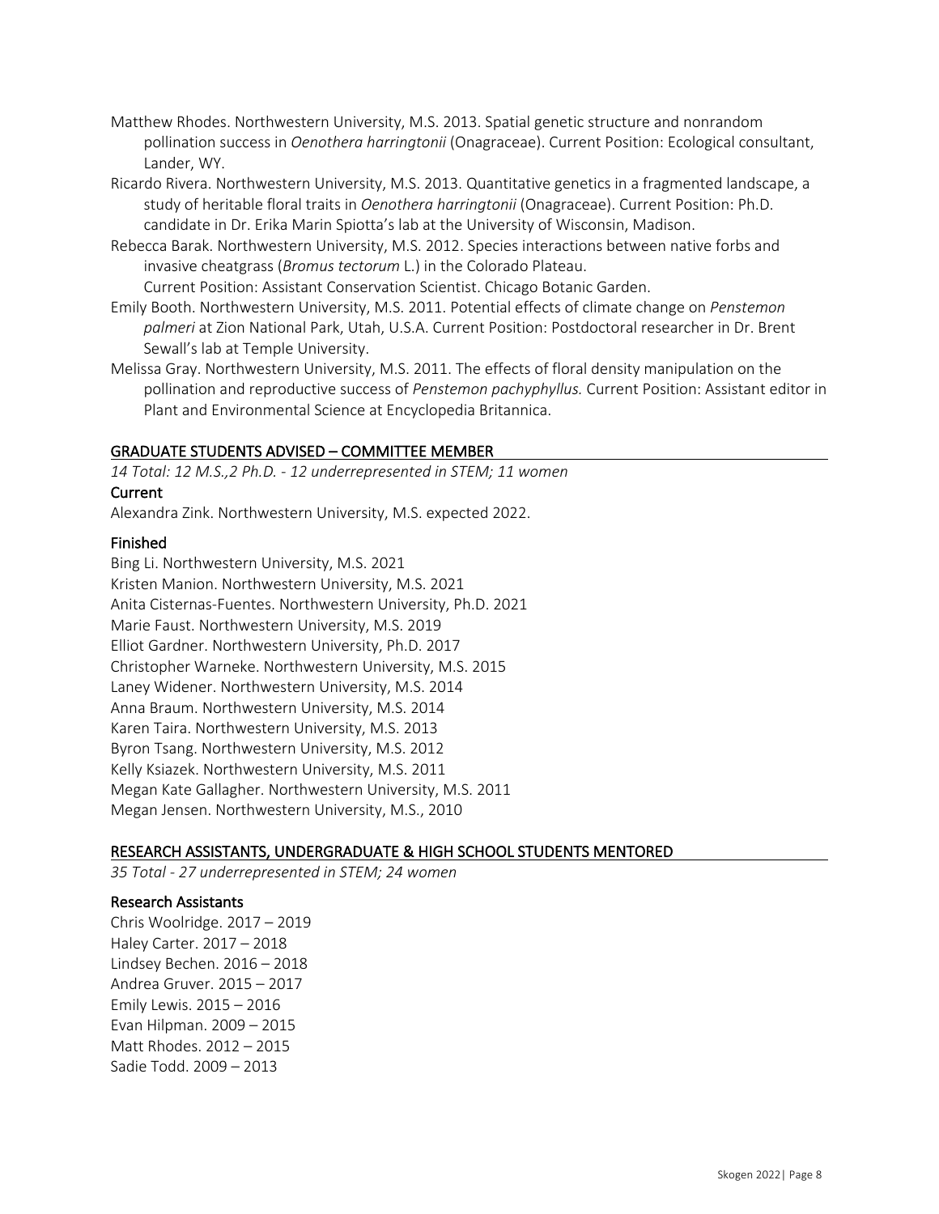Matthew Rhodes. Northwestern University, M.S. 2013. Spatial genetic structure and nonrandom pollination success in *Oenothera harringtonii* (Onagraceae). Current Position: Ecological consultant, Lander, WY.

Ricardo Rivera. Northwestern University, M.S. 2013. Quantitative genetics in a fragmented landscape, a study of heritable floral traits in *Oenothera harringtonii* (Onagraceae). Current Position: Ph.D. candidate in Dr. Erika Marin Spiotta's lab at the University of Wisconsin, Madison.

Rebecca Barak. Northwestern University, M.S. 2012. Species interactions between native forbs and invasive cheatgrass (*Bromus tectorum* L.) in the Colorado Plateau. Current Position: Assistant Conservation Scientist. Chicago Botanic Garden.

Emily Booth. Northwestern University, M.S. 2011. Potential effects of climate change on *Penstemon palmeri* at Zion National Park, Utah, U.S.A. Current Position: Postdoctoral researcher in Dr. Brent Sewall's lab at Temple University.

Melissa Gray. Northwestern University, M.S. 2011. The effects of floral density manipulation on the pollination and reproductive success of *Penstemon pachyphyllus.* Current Position: Assistant editor in Plant and Environmental Science at Encyclopedia Britannica.

## GRADUATE STUDENTS ADVISED – COMMITTEE MEMBER

*14 Total: 12 M.S.,2 Ph.D. - 12 underrepresented in STEM; 11 women*

### Current

Alexandra Zink. Northwestern University, M.S. expected 2022.

### Finished

Bing Li. Northwestern University, M.S. 2021
Kristen Manion. Northwestern University, M.S. 2021
Anita Cisternas-Fuentes. Northwestern University, Ph.D. 2021
Marie Faust. Northwestern University, M.S. 2019
Elliot Gardner. Northwestern University, Ph.D. 2017
Christopher Warneke. Northwestern University, M.S. 2015
Laney Widener. Northwestern University, M.S. 2014
Anna Braum. Northwestern University, M.S. 2014
Karen Taira. Northwestern University, M.S. 2013
Byron Tsang. Northwestern University, M.S. 2012
Kelly Ksiazek. Northwestern University, M.S. 2011
Megan Kate Gallagher. Northwestern University, M.S. 2011
Megan Jensen. Northwestern University, M.S., 2010

## RESEARCH ASSISTANTS, UNDERGRADUATE & HIGH SCHOOL STUDENTS MENTORED

*35 Total - 27 underrepresented in STEM; 24 women*

### Research Assistants

Chris Woolridge. 2017 – 2019
Haley Carter. 2017 – 2018
Lindsey Bechen. 2016 – 2018
Andrea Gruver. 2015 – 2017
Emily Lewis. 2015 – 2016
Evan Hilpman. 2009 – 2015
Matt Rhodes. 2012 – 2015
Sadie Todd. 2009 – 2013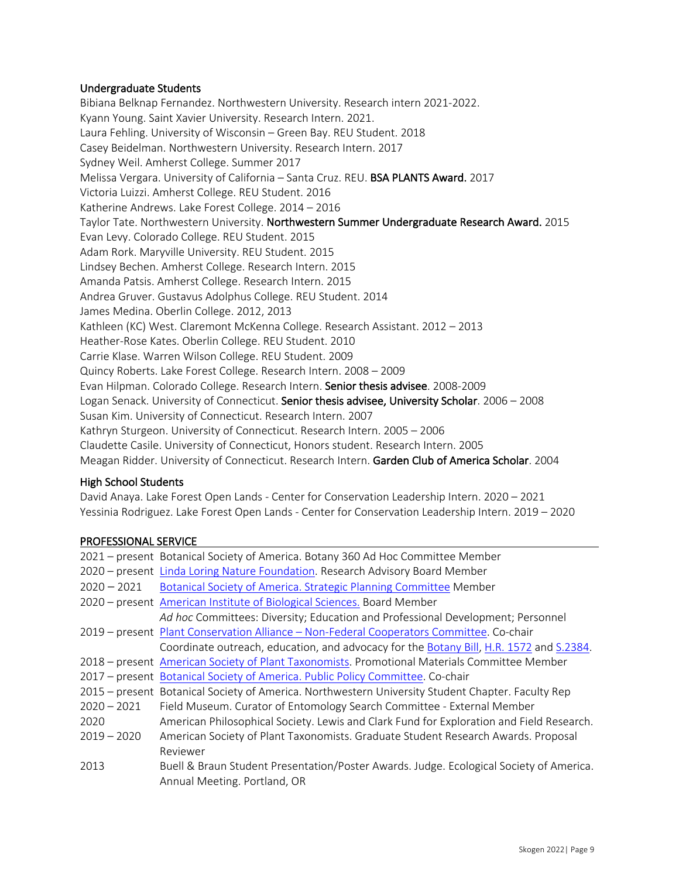### Undergraduate Students

Bibiana Belknap Fernandez. Northwestern University. Research intern 2021-2022.
Kyann Young. Saint Xavier University. Research Intern. 2021.
Laura Fehling. University of Wisconsin – Green Bay. REU Student. 2018
Casey Beidelman. Northwestern University. Research Intern. 2017
Sydney Weil. Amherst College. Summer 2017
Melissa Vergara. University of California – Santa Cruz. REU. **BSA PLANTS Award.** 2017
Victoria Luizzi. Amherst College. REU Student. 2016
Katherine Andrews. Lake Forest College. 2014 – 2016
Taylor Tate. Northwestern University. **Northwestern Summer Undergraduate Research Award.** 2015
Evan Levy. Colorado College. REU Student. 2015
Adam Rork. Maryville University. REU Student. 2015
Lindsey Bechen. Amherst College. Research Intern. 2015
Amanda Patsis. Amherst College. Research Intern. 2015
Andrea Gruver. Gustavus Adolphus College. REU Student. 2014
James Medina. Oberlin College. 2012, 2013
Kathleen (KC) West. Claremont McKenna College. Research Assistant. 2012 – 2013
Heather-Rose Kates. Oberlin College. REU Student. 2010
Carrie Klase. Warren Wilson College. REU Student. 2009
Quincy Roberts. Lake Forest College. Research Intern. 2008 – 2009
Evan Hilpman. Colorado College. Research Intern. **Senior thesis advisee**. 2008-2009
Logan Senack. University of Connecticut. **Senior thesis advisee, University Scholar**. 2006 – 2008
Susan Kim. University of Connecticut. Research Intern. 2007
Kathryn Sturgeon. University of Connecticut. Research Intern. 2005 – 2006
Claudette Casile. University of Connecticut, Honors student. Research Intern. 2005
Meagan Ridder. University of Connecticut. Research Intern. **Garden Club of America Scholar**. 2004

### High School Students

David Anaya. Lake Forest Open Lands - Center for Conservation Leadership Intern. 2020 – 2021
Yessinia Rodriguez. Lake Forest Open Lands - Center for Conservation Leadership Intern. 2019 – 2020

## PROFESSIONAL SERVICE

| | |
|---|---|
| 2021 – present | Botanical Society of America. Botany 360 Ad Hoc Committee Member |
| 2020 – present | Linda Loring Nature Foundation. Research Advisory Board Member |
| 2020 – 2021 | Botanical Society of America. Strategic Planning Committee Member |
| 2020 – present | American Institute of Biological Sciences. Board Member<br>*Ad hoc* Committees: Diversity; Education and Professional Development; Personnel |
| 2019 – present | Plant Conservation Alliance – Non-Federal Cooperators Committee. Co-chair<br>Coordinate outreach, education, and advocacy for the Botany Bill, H.R. 1572 and S.2384. |
| 2018 – present | American Society of Plant Taxonomists. Promotional Materials Committee Member |
| 2017 – present | Botanical Society of America. Public Policy Committee. Co-chair |
| 2015 – present | Botanical Society of America. Northwestern University Student Chapter. Faculty Rep |
| 2020 – 2021 | Field Museum. Curator of Entomology Search Committee - External Member |
| 2020 | American Philosophical Society. Lewis and Clark Fund for Exploration and Field Research. |
| 2019 – 2020 | American Society of Plant Taxonomists. Graduate Student Research Awards. Proposal Reviewer |
| 2013 | Buell & Braun Student Presentation/Poster Awards. Judge. Ecological Society of America. Annual Meeting. Portland, OR |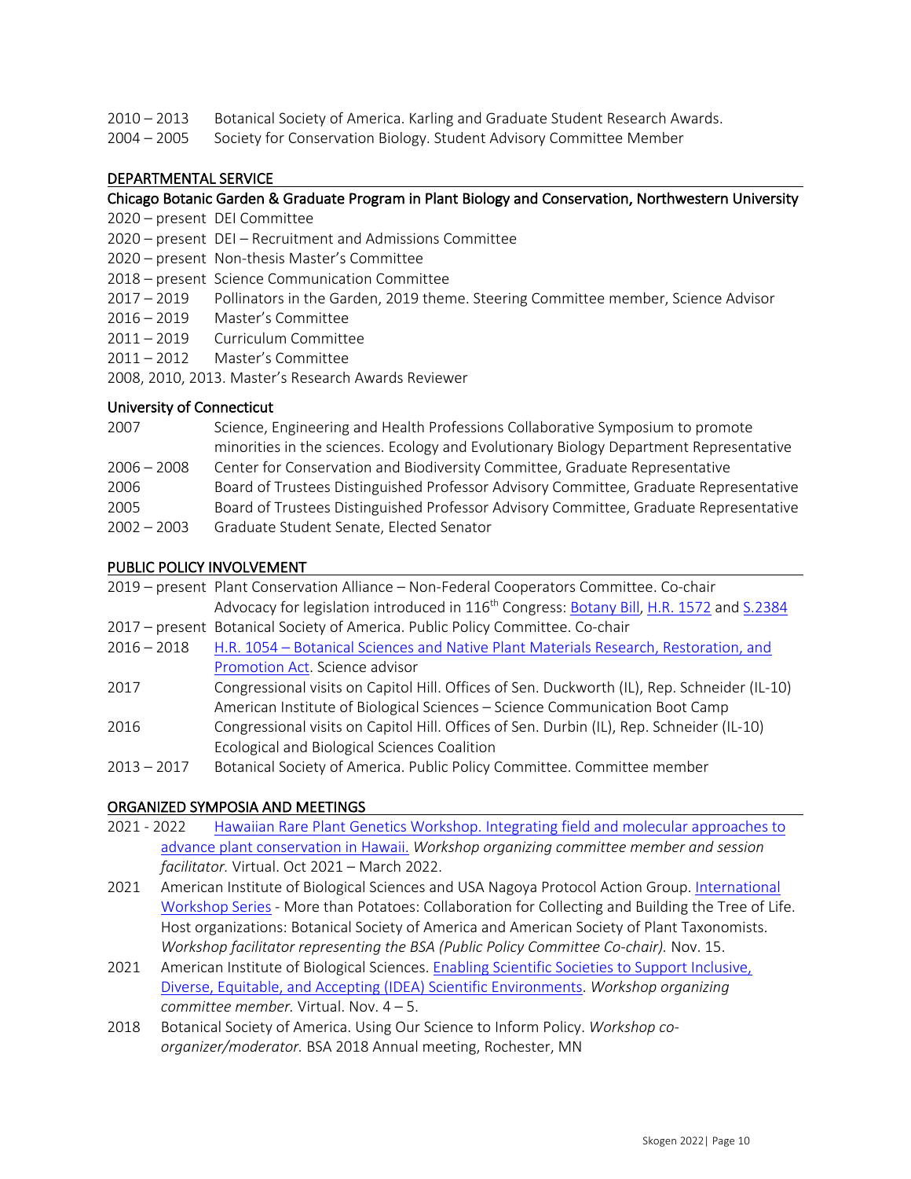2010 – 2013 Botanical Society of America. Karling and Graduate Student Research Awards.
2004 – 2005 Society for Conservation Biology. Student Advisory Committee Member

## DEPARTMENTAL SERVICE

### Chicago Botanic Garden & Graduate Program in Plant Biology and Conservation, Northwestern University

2020 – present DEI Committee
2020 – present DEI – Recruitment and Admissions Committee
2020 – present Non-thesis Master's Committee
2018 – present Science Communication Committee
2017 – 2019 Pollinators in the Garden, 2019 theme. Steering Committee member, Science Advisor
2016 – 2019 Master's Committee
2011 – 2019 Curriculum Committee
2011 – 2012 Master's Committee
2008, 2010, 2013. Master's Research Awards Reviewer

### University of Connecticut

2007 Science, Engineering and Health Professions Collaborative Symposium to promote minorities in the sciences. Ecology and Evolutionary Biology Department Representative
2006 – 2008 Center for Conservation and Biodiversity Committee, Graduate Representative
2006 Board of Trustees Distinguished Professor Advisory Committee, Graduate Representative
2005 Board of Trustees Distinguished Professor Advisory Committee, Graduate Representative
2002 – 2003 Graduate Student Senate, Elected Senator

## PUBLIC POLICY INVOLVEMENT

2019 – present Plant Conservation Alliance – Non-Federal Cooperators Committee. Co-chair
Advocacy for legislation introduced in 116th Congress: Botany Bill, H.R. 1572 and S.2384
2017 – present Botanical Society of America. Public Policy Committee. Co-chair
2016 – 2018 H.R. 1054 – Botanical Sciences and Native Plant Materials Research, Restoration, and Promotion Act. Science advisor
2017 Congressional visits on Capitol Hill. Offices of Sen. Duckworth (IL), Rep. Schneider (IL-10)
American Institute of Biological Sciences – Science Communication Boot Camp
2016 Congressional visits on Capitol Hill. Offices of Sen. Durbin (IL), Rep. Schneider (IL-10)
Ecological and Biological Sciences Coalition
2013 – 2017 Botanical Society of America. Public Policy Committee. Committee member

## ORGANIZED SYMPOSIA AND MEETINGS

2021 - 2022 Hawaiian Rare Plant Genetics Workshop. Integrating field and molecular approaches to advance plant conservation in Hawaii. *Workshop organizing committee member and session facilitator.* Virtual. Oct 2021 – March 2022.

2021 American Institute of Biological Sciences and USA Nagoya Protocol Action Group. International Workshop Series - More than Potatoes: Collaboration for Collecting and Building the Tree of Life. Host organizations: Botanical Society of America and American Society of Plant Taxonomists. *Workshop facilitator representing the BSA (Public Policy Committee Co-chair).* Nov. 15.

2021 American Institute of Biological Sciences. Enabling Scientific Societies to Support Inclusive, Diverse, Equitable, and Accepting (IDEA) Scientific Environments. *Workshop organizing committee member.* Virtual. Nov. 4 – 5.

2018 Botanical Society of America. Using Our Science to Inform Policy. *Workshop co-organizer/moderator.* BSA 2018 Annual meeting, Rochester, MN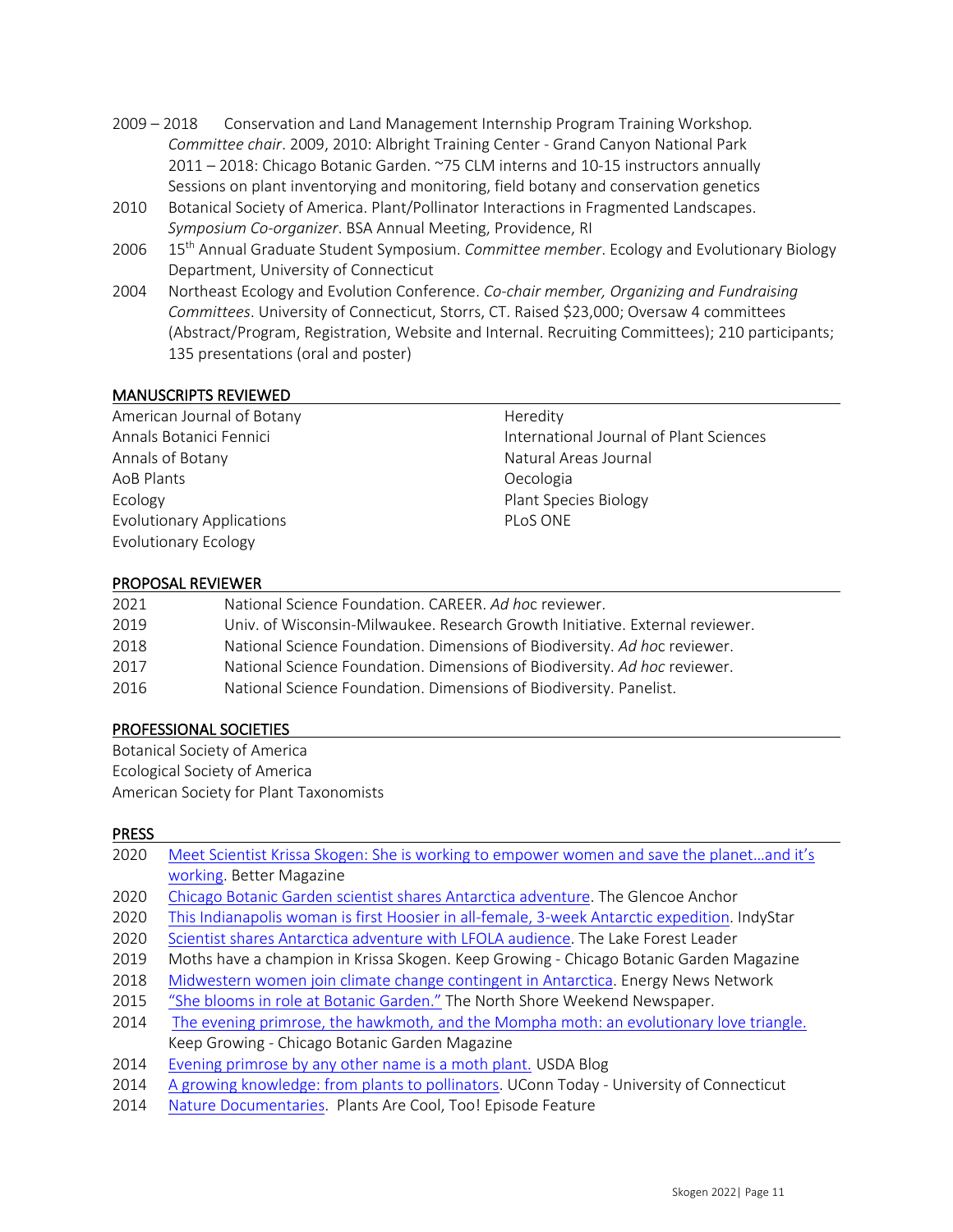2009 – 2018 Conservation and Land Management Internship Program Training Workshop. *Committee chair*. 2009, 2010: Albright Training Center - Grand Canyon National Park
2011 – 2018: Chicago Botanic Garden. ~75 CLM interns and 10-15 instructors annually
Sessions on plant inventorying and monitoring, field botany and conservation genetics

2010 Botanical Society of America. Plant/Pollinator Interactions in Fragmented Landscapes. *Symposium Co-organizer*. BSA Annual Meeting, Providence, RI

2006 15th Annual Graduate Student Symposium. *Committee member*. Ecology and Evolutionary Biology Department, University of Connecticut

2004 Northeast Ecology and Evolution Conference. *Co-chair member, Organizing and Fundraising Committees*. University of Connecticut, Storrs, CT. Raised $23,000; Oversaw 4 committees (Abstract/Program, Registration, Website and Internal. Recruiting Committees); 210 participants; 135 presentations (oral and poster)

## MANUSCRIPTS REVIEWED

American Journal of Botany
Annals Botanici Fennici
Annals of Botany
AoB Plants
Ecology
Evolutionary Applications
Evolutionary Ecology
Heredity
International Journal of Plant Sciences
Natural Areas Journal
Oecologia
Plant Species Biology
PLoS ONE

## PROPOSAL REVIEWER

2021 National Science Foundation. CAREER. *Ad hoc* reviewer.
2019 Univ. of Wisconsin-Milwaukee. Research Growth Initiative. External reviewer.
2018 National Science Foundation. Dimensions of Biodiversity. *Ad hoc* reviewer.
2017 National Science Foundation. Dimensions of Biodiversity. *Ad hoc* reviewer.
2016 National Science Foundation. Dimensions of Biodiversity. Panelist.

## PROFESSIONAL SOCIETIES

Botanical Society of America
Ecological Society of America
American Society for Plant Taxonomists

## PRESS

2020 Meet Scientist Krissa Skogen: She is working to empower women and save the planet…and it's working. Better Magazine
2020 Chicago Botanic Garden scientist shares Antarctica adventure. The Glencoe Anchor
2020 This Indianapolis woman is first Hoosier in all-female, 3-week Antarctic expedition. IndyStar
2020 Scientist shares Antarctica adventure with LFOLA audience. The Lake Forest Leader
2019 Moths have a champion in Krissa Skogen. Keep Growing - Chicago Botanic Garden Magazine
2018 Midwestern women join climate change contingent in Antarctica. Energy News Network
2015 "She blooms in role at Botanic Garden." The North Shore Weekend Newspaper.
2014 The evening primrose, the hawkmoth, and the Mompha moth: an evolutionary love triangle. Keep Growing - Chicago Botanic Garden Magazine
2014 Evening primrose by any other name is a moth plant. USDA Blog
2014 A growing knowledge: from plants to pollinators. UConn Today - University of Connecticut
2014 Nature Documentaries. Plants Are Cool, Too! Episode Feature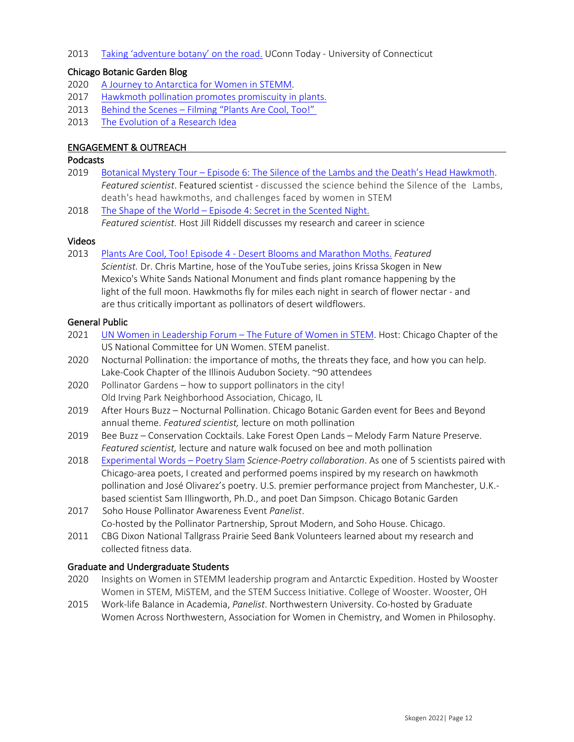2013 Taking 'adventure botany' on the road. UConn Today - University of Connecticut

### Chicago Botanic Garden Blog

2020 A Journey to Antarctica for Women in STEMM.
2017 Hawkmoth pollination promotes promiscuity in plants.
2013 Behind the Scenes – Filming "Plants Are Cool, Too!"
2013 The Evolution of a Research Idea

## ENGAGEMENT & OUTREACH

### Podcasts

2019 Botanical Mystery Tour – Episode 6: The Silence of the Lambs and the Death's Head Hawkmoth. *Featured scientist*. Featured scientist - discussed the science behind the Silence of the Lambs, death's head hawkmoths, and challenges faced by women in STEM

2018 The Shape of the World – Episode 4: Secret in the Scented Night. *Featured scientist.* Host Jill Riddell discusses my research and career in science

### Videos

2013 Plants Are Cool, Too! Episode 4 - Desert Blooms and Marathon Moths. *Featured Scientist.* Dr. Chris Martine, hose of the YouTube series, joins Krissa Skogen in New Mexico's White Sands National Monument and finds plant romance happening by the light of the full moon. Hawkmoths fly for miles each night in search of flower nectar - and are thus critically important as pollinators of desert wildflowers.

### General Public

2021 UN Women in Leadership Forum – The Future of Women in STEM. Host: Chicago Chapter of the US National Committee for UN Women. STEM panelist.

2020 Nocturnal Pollination: the importance of moths, the threats they face, and how you can help. Lake-Cook Chapter of the Illinois Audubon Society. ~90 attendees

2020 Pollinator Gardens – how to support pollinators in the city! Old Irving Park Neighborhood Association, Chicago, IL

2019 After Hours Buzz – Nocturnal Pollination. Chicago Botanic Garden event for Bees and Beyond annual theme. *Featured scientist,* lecture on moth pollination

2019 Bee Buzz – Conservation Cocktails. Lake Forest Open Lands – Melody Farm Nature Preserve. *Featured scientist,* lecture and nature walk focused on bee and moth pollination

2018 Experimental Words – Poetry Slam *Science-Poetry collaboration*. As one of 5 scientists paired with Chicago-area poets, I created and performed poems inspired by my research on hawkmoth pollination and José Olivarez's poetry. U.S. premier performance project from Manchester, U.K.-based scientist Sam Illingworth, Ph.D., and poet Dan Simpson. Chicago Botanic Garden

2017 Soho House Pollinator Awareness Event *Panelist*. Co-hosted by the Pollinator Partnership, Sprout Modern, and Soho House. Chicago.

2011 CBG Dixon National Tallgrass Prairie Seed Bank Volunteers learned about my research and collected fitness data.

### Graduate and Undergraduate Students

2020 Insights on Women in STEMM leadership program and Antarctic Expedition. Hosted by Wooster Women in STEM, MiSTEM, and the STEM Success Initiative. College of Wooster. Wooster, OH

2015 Work-life Balance in Academia, *Panelist*. Northwestern University. Co-hosted by Graduate Women Across Northwestern, Association for Women in Chemistry, and Women in Philosophy.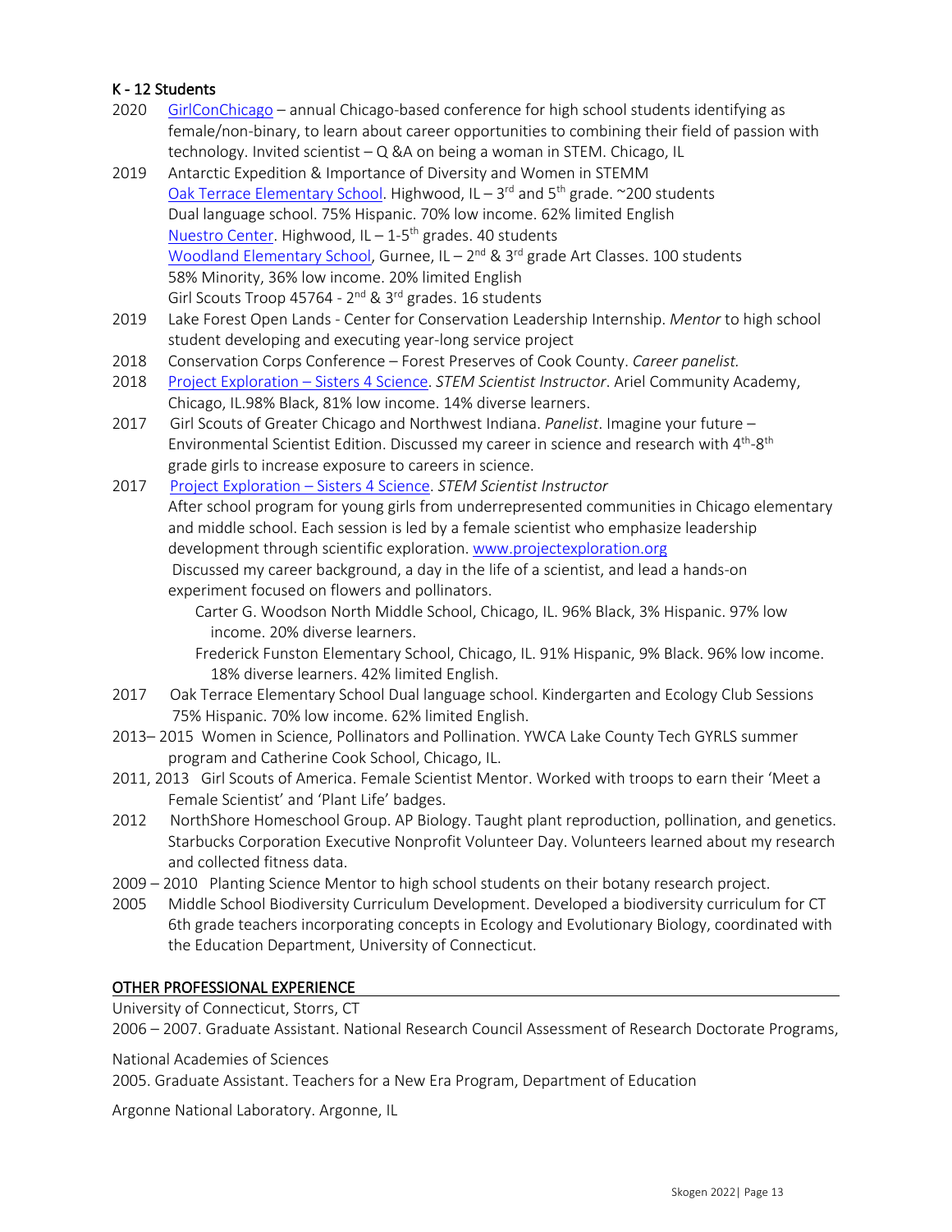**K - 12 Students**

2020 GirlConChicago – annual Chicago-based conference for high school students identifying as female/non-binary, to learn about career opportunities to combining their field of passion with technology. Invited scientist – Q &A on being a woman in STEM. Chicago, IL

2019 Antarctic Expedition & Importance of Diversity and Women in STEMM
Oak Terrace Elementary School. Highwood, IL – 3rd and 5th grade. ~200 students
Dual language school. 75% Hispanic. 70% low income. 62% limited English
Nuestro Center. Highwood, IL – 1-5th grades. 40 students
Woodland Elementary School, Gurnee, IL – 2nd & 3rd grade Art Classes. 100 students
58% Minority, 36% low income. 20% limited English
Girl Scouts Troop 45764 - 2nd & 3rd grades. 16 students

2019 Lake Forest Open Lands - Center for Conservation Leadership Internship. *Mentor* to high school student developing and executing year-long service project

2018 Conservation Corps Conference – Forest Preserves of Cook County. *Career panelist.*

2018 Project Exploration – Sisters 4 Science. *STEM Scientist Instructor*. Ariel Community Academy, Chicago, IL.98% Black, 81% low income. 14% diverse learners.

2017 Girl Scouts of Greater Chicago and Northwest Indiana. *Panelist*. Imagine your future – Environmental Scientist Edition. Discussed my career in science and research with 4th-8th grade girls to increase exposure to careers in science.

2017 Project Exploration – Sisters 4 Science. *STEM Scientist Instructor*
After school program for young girls from underrepresented communities in Chicago elementary and middle school. Each session is led by a female scientist who emphasize leadership development through scientific exploration. www.projectexploration.org
Discussed my career background, a day in the life of a scientist, and lead a hands-on experiment focused on flowers and pollinators.
Carter G. Woodson North Middle School, Chicago, IL. 96% Black, 3% Hispanic. 97% low income. 20% diverse learners.
Frederick Funston Elementary School, Chicago, IL. 91% Hispanic, 9% Black. 96% low income. 18% diverse learners. 42% limited English.

2017 Oak Terrace Elementary School Dual language school. Kindergarten and Ecology Club Sessions 75% Hispanic. 70% low income. 62% limited English.

2013– 2015 Women in Science, Pollinators and Pollination. YWCA Lake County Tech GYRLS summer program and Catherine Cook School, Chicago, IL.

2011, 2013 Girl Scouts of America. Female Scientist Mentor. Worked with troops to earn their 'Meet a Female Scientist' and 'Plant Life' badges.

2012 NorthShore Homeschool Group. AP Biology. Taught plant reproduction, pollination, and genetics.
Starbucks Corporation Executive Nonprofit Volunteer Day. Volunteers learned about my research and collected fitness data.

2009 – 2010 Planting Science Mentor to high school students on their botany research project.

2005 Middle School Biodiversity Curriculum Development. Developed a biodiversity curriculum for CT 6th grade teachers incorporating concepts in Ecology and Evolutionary Biology, coordinated with the Education Department, University of Connecticut.

## OTHER PROFESSIONAL EXPERIENCE

University of Connecticut, Storrs, CT

2006 – 2007. Graduate Assistant. National Research Council Assessment of Research Doctorate Programs, National Academies of Sciences

2005. Graduate Assistant. Teachers for a New Era Program, Department of Education

Argonne National Laboratory. Argonne, IL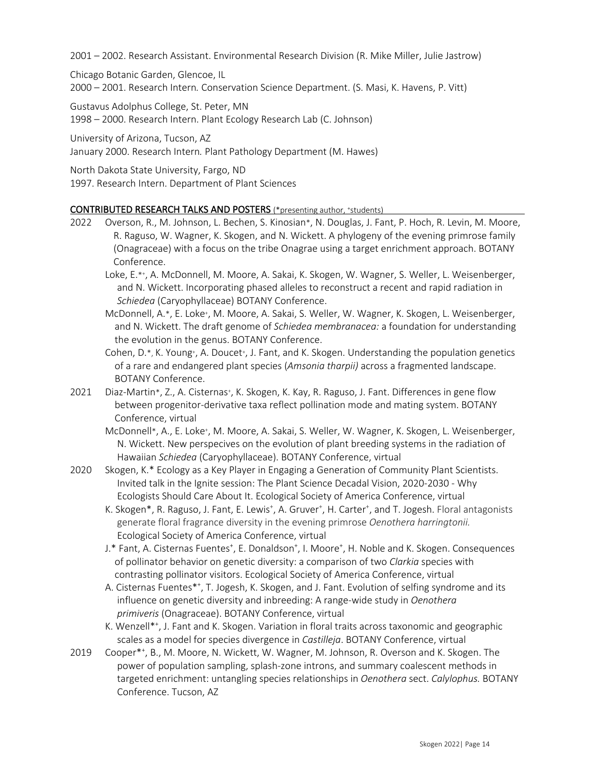2001 – 2002. Research Assistant. Environmental Research Division (R. Mike Miller, Julie Jastrow)

Chicago Botanic Garden, Glencoe, IL
2000 – 2001. Research Intern*.* Conservation Science Department. (S. Masi, K. Havens, P. Vitt)

Gustavus Adolphus College, St. Peter, MN
1998 – 2000. Research Intern. Plant Ecology Research Lab (C. Johnson)

University of Arizona, Tucson, AZ
January 2000. Research Intern*.* Plant Pathology Department (M. Hawes)

North Dakota State University, Fargo, ND
1997. Research Intern. Department of Plant Sciences

## CONTRIBUTED RESEARCH TALKS AND POSTERS (*presenting author, +students)

2022 Overson, R., M. Johnson, L. Bechen, S. Kinosian*, N. Douglas, J. Fant, P. Hoch, R. Levin, M. Moore, R. Raguso, W. Wagner, K. Skogen, and N. Wickett. A phylogeny of the evening primrose family (Onagraceae) with a focus on the tribe Onagrae using a target enrichment approach. BOTANY Conference.

Loke, E.*+, A. McDonnell, M. Moore, A. Sakai, K. Skogen, W. Wagner, S. Weller, L. Weisenberger, and N. Wickett. Incorporating phased alleles to reconstruct a recent and rapid radiation in *Schiedea* (Caryophyllaceae) BOTANY Conference.

McDonnell, A.*, E. Loke+, M. Moore, A. Sakai, S. Weller, W. Wagner, K. Skogen, L. Weisenberger, and N. Wickett. The draft genome of *Schiedea membranacea:* a foundation for understanding the evolution in the genus. BOTANY Conference.

Cohen, D.*, K. Young+, A. Doucet+, J. Fant, and K. Skogen. Understanding the population genetics of a rare and endangered plant species (*Amsonia tharpii)* across a fragmented landscape. BOTANY Conference.

2021 Diaz-Martin*, Z., A. Cisternas+, K. Skogen, K. Kay, R. Raguso, J. Fant. Differences in gene flow between progenitor-derivative taxa reflect pollination mode and mating system. BOTANY Conference, virtual

McDonnell*, A., E. Loke+, M. Moore, A. Sakai, S. Weller, W. Wagner, K. Skogen, L. Weisenberger, N. Wickett. New perspecives on the evolution of plant breeding systems in the radiation of Hawaiian *Schiedea* (Caryophyllaceae). BOTANY Conference, virtual

2020 Skogen, K.* Ecology as a Key Player in Engaging a Generation of Community Plant Scientists. Invited talk in the Ignite session: The Plant Science Decadal Vision, 2020-2030 - Why Ecologists Should Care About It. Ecological Society of America Conference, virtual

K. Skogen*, R. Raguso, J. Fant, E. Lewis+, A. Gruver+, H. Carter+, and T. Jogesh. Floral antagonists generate floral fragrance diversity in the evening primrose *Oenothera harringtonii.* Ecological Society of America Conference, virtual

J.* Fant, A. Cisternas Fuentes+, E. Donaldson+, I. Moore+, H. Noble and K. Skogen. Consequences of pollinator behavior on genetic diversity: a comparison of two *Clarkia* species with contrasting pollinator visitors. Ecological Society of America Conference, virtual

A. Cisternas Fuentes*+, T. Jogesh, K. Skogen, and J. Fant. Evolution of selfing syndrome and its influence on genetic diversity and inbreeding: A range-wide study in *Oenothera primiveris* (Onagraceae). BOTANY Conference, virtual

K. Wenzell*+, J. Fant and K. Skogen. Variation in floral traits across taxonomic and geographic scales as a model for species divergence in *Castilleja*. BOTANY Conference, virtual

2019 Cooper*+, B., M. Moore, N. Wickett, W. Wagner, M. Johnson, R. Overson and K. Skogen. The power of population sampling, splash-zone introns, and summary coalescent methods in targeted enrichment: untangling species relationships in *Oenothera* sect. *Calylophus.* BOTANY Conference. Tucson, AZ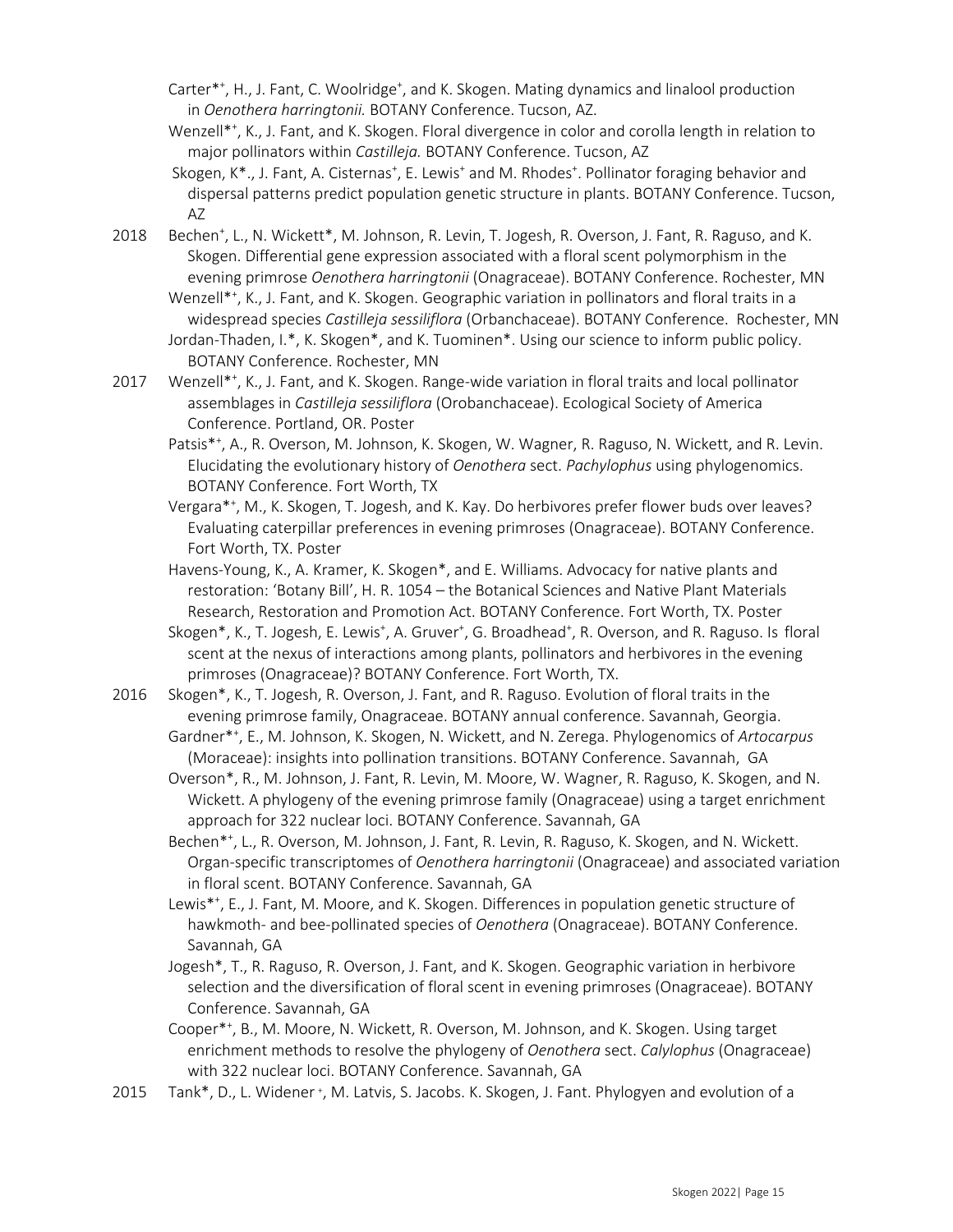Carter*⁺, H., J. Fant, C. Woolridge⁺, and K. Skogen. Mating dynamics and linalool production in *Oenothera harringtonii.* BOTANY Conference. Tucson, AZ.

Wenzell*⁺, K., J. Fant, and K. Skogen. Floral divergence in color and corolla length in relation to major pollinators within *Castilleja.* BOTANY Conference. Tucson, AZ

Skogen, K*., J. Fant, A. Cisternas⁺, E. Lewis⁺ and M. Rhodes⁺. Pollinator foraging behavior and dispersal patterns predict population genetic structure in plants. BOTANY Conference. Tucson, AZ

2018 Bechen⁺, L., N. Wickett*, M. Johnson, R. Levin, T. Jogesh, R. Overson, J. Fant, R. Raguso, and K. Skogen. Differential gene expression associated with a floral scent polymorphism in the evening primrose *Oenothera harringtonii* (Onagraceae). BOTANY Conference. Rochester, MN

Wenzell*⁺, K., J. Fant, and K. Skogen. Geographic variation in pollinators and floral traits in a widespread species *Castilleja sessiliflora* (Orbanchaceae). BOTANY Conference. Rochester, MN

Jordan-Thaden, I.*, K. Skogen*, and K. Tuominen*. Using our science to inform public policy. BOTANY Conference. Rochester, MN

2017 Wenzell*⁺, K., J. Fant, and K. Skogen. Range-wide variation in floral traits and local pollinator assemblages in *Castilleja sessiliflora* (Orobanchaceae). Ecological Society of America Conference. Portland, OR. Poster

Patsis*⁺, A., R. Overson, M. Johnson, K. Skogen, W. Wagner, R. Raguso, N. Wickett, and R. Levin. Elucidating the evolutionary history of *Oenothera* sect. *Pachylophus* using phylogenomics. BOTANY Conference. Fort Worth, TX

Vergara*⁺, M., K. Skogen, T. Jogesh, and K. Kay. Do herbivores prefer flower buds over leaves? Evaluating caterpillar preferences in evening primroses (Onagraceae). BOTANY Conference. Fort Worth, TX. Poster

Havens-Young, K., A. Kramer, K. Skogen*, and E. Williams. Advocacy for native plants and restoration: 'Botany Bill', H. R. 1054 – the Botanical Sciences and Native Plant Materials Research, Restoration and Promotion Act. BOTANY Conference. Fort Worth, TX. Poster

Skogen*, K., T. Jogesh, E. Lewis⁺, A. Gruver⁺, G. Broadhead⁺, R. Overson, and R. Raguso. Is floral scent at the nexus of interactions among plants, pollinators and herbivores in the evening primroses (Onagraceae)? BOTANY Conference. Fort Worth, TX.

2016 Skogen*, K., T. Jogesh, R. Overson, J. Fant, and R. Raguso. Evolution of floral traits in the evening primrose family, Onagraceae. BOTANY annual conference. Savannah, Georgia.

Gardner*⁺, E., M. Johnson, K. Skogen, N. Wickett, and N. Zerega. Phylogenomics of *Artocarpus* (Moraceae): insights into pollination transitions. BOTANY Conference. Savannah, GA

Overson*, R., M. Johnson, J. Fant, R. Levin, M. Moore, W. Wagner, R. Raguso, K. Skogen, and N. Wickett. A phylogeny of the evening primrose family (Onagraceae) using a target enrichment approach for 322 nuclear loci. BOTANY Conference. Savannah, GA

Bechen*⁺, L., R. Overson, M. Johnson, J. Fant, R. Levin, R. Raguso, K. Skogen, and N. Wickett. Organ-specific transcriptomes of *Oenothera harringtonii* (Onagraceae) and associated variation in floral scent. BOTANY Conference. Savannah, GA

Lewis*⁺, E., J. Fant, M. Moore, and K. Skogen. Differences in population genetic structure of hawkmoth- and bee-pollinated species of *Oenothera* (Onagraceae). BOTANY Conference. Savannah, GA

Jogesh*, T., R. Raguso, R. Overson, J. Fant, and K. Skogen. Geographic variation in herbivore selection and the diversification of floral scent in evening primroses (Onagraceae). BOTANY Conference. Savannah, GA

Cooper*⁺, B., M. Moore, N. Wickett, R. Overson, M. Johnson, and K. Skogen. Using target enrichment methods to resolve the phylogeny of *Oenothera* sect. *Calylophus* (Onagraceae) with 322 nuclear loci. BOTANY Conference. Savannah, GA

2015 Tank*, D., L. Widener ⁺, M. Latvis, S. Jacobs. K. Skogen, J. Fant. Phylogyen and evolution of a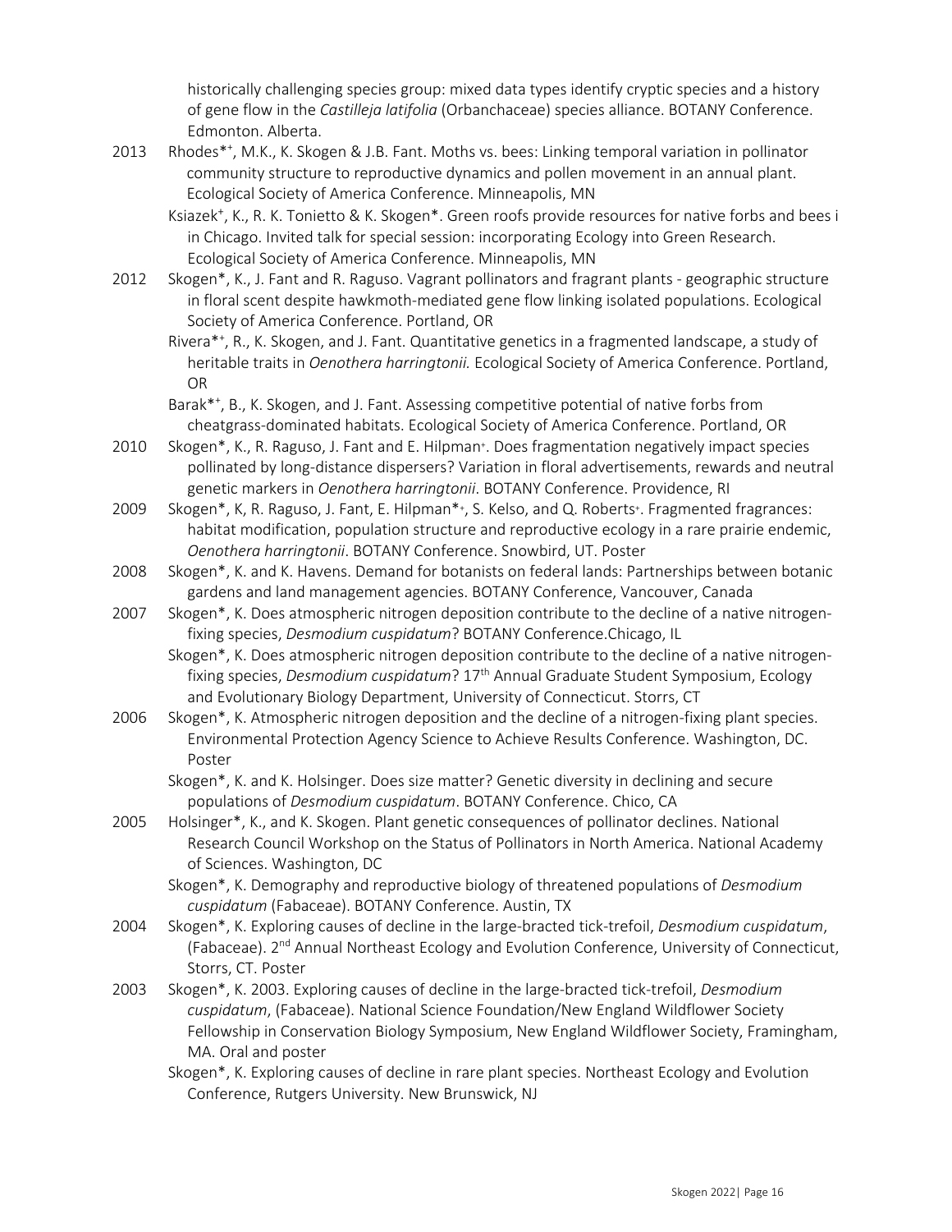historically challenging species group: mixed data types identify cryptic species and a history of gene flow in the *Castilleja latifolia* (Orbanchaceae) species alliance. BOTANY Conference. Edmonton. Alberta.

2013 Rhodes*⁺, M.K., K. Skogen & J.B. Fant. Moths vs. bees: Linking temporal variation in pollinator community structure to reproductive dynamics and pollen movement in an annual plant. Ecological Society of America Conference. Minneapolis, MN

Ksiazek⁺, K., R. K. Tonietto & K. Skogen*. Green roofs provide resources for native forbs and bees i in Chicago. Invited talk for special session: incorporating Ecology into Green Research. Ecological Society of America Conference. Minneapolis, MN

2012 Skogen*, K., J. Fant and R. Raguso. Vagrant pollinators and fragrant plants - geographic structure in floral scent despite hawkmoth-mediated gene flow linking isolated populations. Ecological Society of America Conference. Portland, OR

Rivera*⁺, R., K. Skogen, and J. Fant. Quantitative genetics in a fragmented landscape, a study of heritable traits in *Oenothera harringtonii.* Ecological Society of America Conference. Portland, OR

Barak*⁺, B., K. Skogen, and J. Fant. Assessing competitive potential of native forbs from cheatgrass-dominated habitats. Ecological Society of America Conference. Portland, OR

2010 Skogen*, K., R. Raguso, J. Fant and E. Hilpman⁺. Does fragmentation negatively impact species pollinated by long-distance dispersers? Variation in floral advertisements, rewards and neutral genetic markers in *Oenothera harringtonii*. BOTANY Conference. Providence, RI

2009 Skogen*, K, R. Raguso, J. Fant, E. Hilpman*⁺, S. Kelso, and Q. Roberts⁺. Fragmented fragrances: habitat modification, population structure and reproductive ecology in a rare prairie endemic, *Oenothera harringtonii*. BOTANY Conference. Snowbird, UT. Poster

2008 Skogen*, K. and K. Havens. Demand for botanists on federal lands: Partnerships between botanic gardens and land management agencies. BOTANY Conference, Vancouver, Canada

2007 Skogen*, K. Does atmospheric nitrogen deposition contribute to the decline of a native nitrogen-fixing species, *Desmodium cuspidatum*? BOTANY Conference.Chicago, IL

Skogen*, K. Does atmospheric nitrogen deposition contribute to the decline of a native nitrogen-fixing species, *Desmodium cuspidatum*? 17th Annual Graduate Student Symposium, Ecology and Evolutionary Biology Department, University of Connecticut. Storrs, CT

2006 Skogen*, K. Atmospheric nitrogen deposition and the decline of a nitrogen-fixing plant species. Environmental Protection Agency Science to Achieve Results Conference. Washington, DC. Poster

Skogen*, K. and K. Holsinger. Does size matter? Genetic diversity in declining and secure populations of *Desmodium cuspidatum*. BOTANY Conference. Chico, CA

2005 Holsinger*, K., and K. Skogen. Plant genetic consequences of pollinator declines. National Research Council Workshop on the Status of Pollinators in North America. National Academy of Sciences. Washington, DC

Skogen*, K. Demography and reproductive biology of threatened populations of *Desmodium cuspidatum* (Fabaceae). BOTANY Conference. Austin, TX

2004 Skogen*, K. Exploring causes of decline in the large-bracted tick-trefoil, *Desmodium cuspidatum*, (Fabaceae). 2nd Annual Northeast Ecology and Evolution Conference, University of Connecticut, Storrs, CT. Poster

2003 Skogen*, K. 2003. Exploring causes of decline in the large-bracted tick-trefoil, *Desmodium cuspidatum*, (Fabaceae). National Science Foundation/New England Wildflower Society Fellowship in Conservation Biology Symposium, New England Wildflower Society, Framingham, MA. Oral and poster

Skogen*, K. Exploring causes of decline in rare plant species. Northeast Ecology and Evolution Conference, Rutgers University. New Brunswick, NJ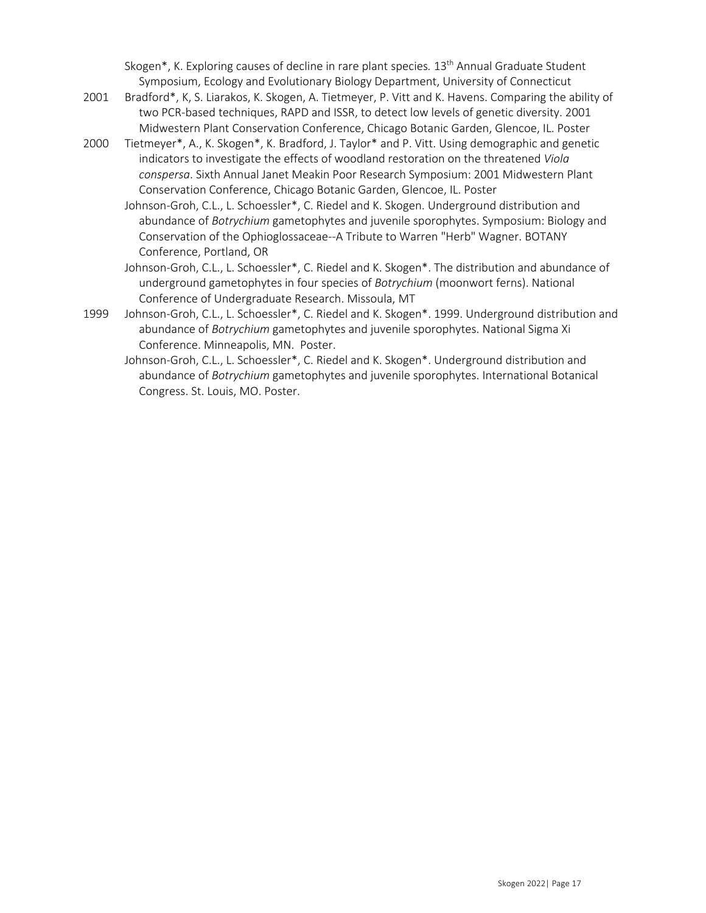Skogen*, K. Exploring causes of decline in rare plant species. 13th Annual Graduate Student Symposium, Ecology and Evolutionary Biology Department, University of Connecticut

2001 Bradford*, K, S. Liarakos, K. Skogen, A. Tietmeyer, P. Vitt and K. Havens. Comparing the ability of two PCR-based techniques, RAPD and ISSR, to detect low levels of genetic diversity. 2001 Midwestern Plant Conservation Conference, Chicago Botanic Garden, Glencoe, IL. Poster

2000 Tietmeyer*, A., K. Skogen*, K. Bradford, J. Taylor* and P. Vitt. Using demographic and genetic indicators to investigate the effects of woodland restoration on the threatened *Viola conspersa*. Sixth Annual Janet Meakin Poor Research Symposium: 2001 Midwestern Plant Conservation Conference, Chicago Botanic Garden, Glencoe, IL. Poster

Johnson-Groh, C.L., L. Schoessler*, C. Riedel and K. Skogen. Underground distribution and abundance of *Botrychium* gametophytes and juvenile sporophytes. Symposium: Biology and Conservation of the Ophioglossaceae--A Tribute to Warren "Herb" Wagner. BOTANY Conference, Portland, OR

Johnson-Groh, C.L., L. Schoessler*, C. Riedel and K. Skogen*. The distribution and abundance of underground gametophytes in four species of *Botrychium* (moonwort ferns). National Conference of Undergraduate Research. Missoula, MT

1999 Johnson-Groh, C.L., L. Schoessler*, C. Riedel and K. Skogen*. 1999. Underground distribution and abundance of *Botrychium* gametophytes and juvenile sporophytes. National Sigma Xi Conference. Minneapolis, MN. Poster.

Johnson-Groh, C.L., L. Schoessler*, C. Riedel and K. Skogen*. Underground distribution and abundance of *Botrychium* gametophytes and juvenile sporophytes. International Botanical Congress. St. Louis, MO. Poster.